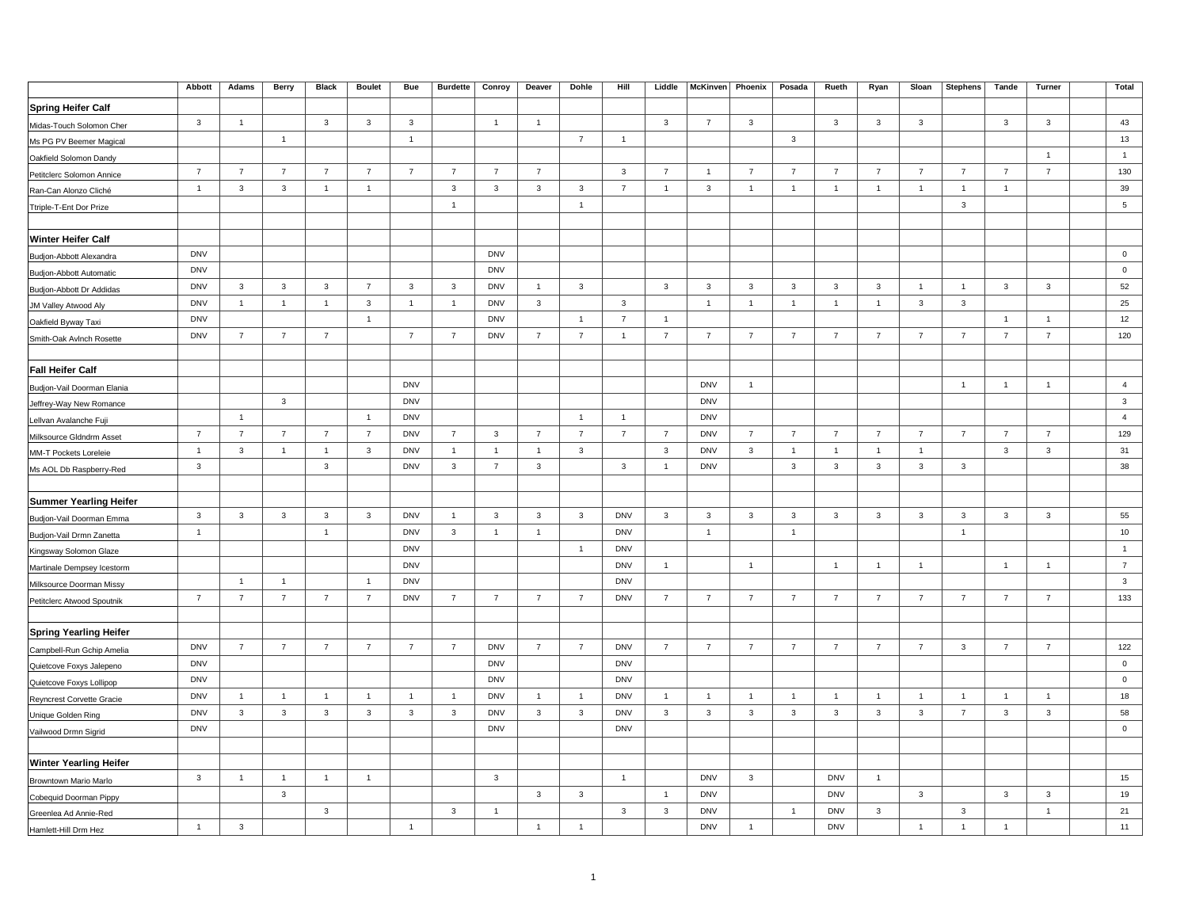| | Abbott | Adams | Berry | Black | Boulet | Bue | Burdette | Conroy | Deaver | Dohle | Hill | Liddle | McKinven | Phoenix | Posada | Rueth | Ryan | Sloan | Stephens | Tande | Turner | | Total |
|---|---|---|---|---|---|---|---|---|---|---|---|---|---|---|---|---|---|---|---|---|---|---|---|
| **Spring Heifer Calf** | | | | | | | | | | | | | | | | | | | | | | | |
| Midas-Touch Solomon Cher | 3 | 1 | | 3 | 3 | 3 | | 1 | 1 | | | 3 | 7 | 3 | | 3 | 3 | 3 | | 3 | 3 | | 43 |
| Ms PG PV Beemer Magical | | | 1 | | | 1 | | | | 7 | 1 | | | | 3 | | | | | | | | 13 |
| Oakfield Solomon Dandy | | | | | | | | | | | | | | | | | | | | | 1 | | 1 |
| Petitclerc Solomon Annice | 7 | 7 | 7 | 7 | 7 | 7 | 7 | 7 | 7 | | 3 | 7 | 1 | 7 | 7 | 7 | 7 | 7 | 7 | 7 | 7 | | 130 |
| Ran-Can Alonzo Cliché | 1 | 3 | 3 | 1 | 1 | | 3 | 3 | 3 | 3 | 7 | 1 | 3 | 1 | 1 | 1 | 1 | 1 | 1 | 1 | | | 39 |
| Ttriple-T-Ent Dor Prize | | | | | | | 1 | | | 1 | | | | | | | | | 3 | | | | 5 |
| | | | | | | | | | | | | | | | | | | | | | | | |
| **Winter Heifer Calf** | | | | | | | | | | | | | | | | | | | | | | | |
| Budjon-Abbott Alexandra | DNV | | | | | | | DNV | | | | | | | | | | | | | | | 0 |
| Budjon-Abbott Automatic | DNV | | | | | | | DNV | | | | | | | | | | | | | | | 0 |
| Budjon-Abbott Dr Addidas | DNV | 3 | 3 | 3 | 7 | 3 | 3 | DNV | 1 | 3 | | 3 | 3 | 3 | 3 | 3 | 3 | 1 | 1 | 3 | 3 | | 52 |
| JM Valley Atwood Aly | DNV | 1 | 1 | 1 | 3 | 1 | 1 | DNV | 3 | | 3 | | 1 | 1 | 1 | 1 | 1 | 3 | 3 | | | | 25 |
| Oakfield Byway Taxi | DNV | | | | 1 | | | DNV | | 1 | 7 | 1 | | | | | | | | 1 | 1 | | 12 |
| Smith-Oak Avlnch Rosette | DNV | 7 | 7 | 7 | | 7 | 7 | DNV | 7 | 7 | 1 | 7 | 7 | 7 | 7 | 7 | 7 | 7 | 7 | 7 | 7 | | 120 |
| | | | | | | | | | | | | | | | | | | | | | | | |
| **Fall Heifer Calf** | | | | | | | | | | | | | | | | | | | | | | | |
| Budjon-Vail Doorman Elania | | | | | | DNV | | | | | | | DNV | 1 | | | | | 1 | 1 | 1 | | 4 |
| Jeffrey-Way New Romance | | | 3 | | | DNV | | | | | | | DNV | | | | | | | | | | 3 |
| Lellvan Avalanche Fuji | | 1 | | | 1 | DNV | | | | 1 | 1 | | DNV | | | | | | | | | | 4 |
| Milksource Gldndrm Asset | 7 | 7 | 7 | 7 | 7 | DNV | 7 | 3 | 7 | 7 | 7 | 7 | DNV | 7 | 7 | 7 | 7 | 7 | 7 | 7 | 7 | | 129 |
| MM-T Pockets Loreleie | 1 | 3 | 1 | 1 | 3 | DNV | 1 | 1 | 1 | 3 | | 3 | DNV | 3 | 1 | 1 | 1 | 1 | | 3 | 3 | | 31 |
| Ms AOL Db Raspberry-Red | 3 | | | 3 | | DNV | 3 | 7 | 3 | | 3 | 1 | DNV | | 3 | 3 | 3 | 3 | 3 | | | | 38 |
| | | | | | | | | | | | | | | | | | | | | | | | |
| **Summer Yearling Heifer** | | | | | | | | | | | | | | | | | | | | | | | |
| Budjon-Vail Doorman Emma | 3 | 3 | 3 | 3 | 3 | DNV | 1 | 3 | 3 | 3 | DNV | 3 | 3 | 3 | 3 | 3 | 3 | 3 | 3 | 3 | 3 | | 55 |
| Budjon-Vail Drmn Zanetta | 1 | | | 1 | | DNV | 3 | 1 | 1 | | DNV | | 1 | | 1 | | | | 1 | | | | 10 |
| Kingsway Solomon Glaze | | | | | | DNV | | | | 1 | DNV | | | | | | | | | | | | 1 |
| Martinale Dempsey Icestorm | | | | | | DNV | | | | | DNV | 1 | | 1 | | 1 | 1 | 1 | | 1 | 1 | | 7 |
| Milksource Doorman Missy | | 1 | 1 | | 1 | DNV | | | | | DNV | | | | | | | | | | | | 3 |
| Petitclerc Atwood Spoutnik | 7 | 7 | 7 | 7 | 7 | DNV | 7 | 7 | 7 | 7 | DNV | 7 | 7 | 7 | 7 | 7 | 7 | 7 | 7 | 7 | 7 | | 133 |
| | | | | | | | | | | | | | | | | | | | | | | | |
| **Spring Yearling Heifer** | | | | | | | | | | | | | | | | | | | | | | | |
| Campbell-Run Gchip Amelia | DNV | 7 | 7 | 7 | 7 | 7 | 7 | DNV | 7 | 7 | DNV | 7 | 7 | 7 | 7 | 7 | 7 | 7 | 3 | 7 | 7 | | 122 |
| Quietcove Foxys Jalepeno | DNV | | | | | | | DNV | | | DNV | | | | | | | | | | | | 0 |
| Quietcove Foxys Lollipop | DNV | | | | | | | DNV | | | DNV | | | | | | | | | | | | 0 |
| Reyncrest Corvette Gracie | DNV | 1 | 1 | 1 | 1 | 1 | 1 | DNV | 1 | 1 | DNV | 1 | 1 | 1 | 1 | 1 | 1 | 1 | 1 | 1 | 1 | | 18 |
| Unique Golden Ring | DNV | 3 | 3 | 3 | 3 | 3 | 3 | DNV | 3 | 3 | DNV | 3 | 3 | 3 | 3 | 3 | 3 | 3 | 7 | 3 | 3 | | 58 |
| Vailwood Drmn Sigrid | DNV | | | | | | | DNV | | | DNV | | | | | | | | | | | | 0 |
| | | | | | | | | | | | | | | | | | | | | | | | |
| **Winter Yearling Heifer** | | | | | | | | | | | | | | | | | | | | | | | |
| Browntown Mario Marlo | 3 | 1 | 1 | 1 | 1 | | | 3 | | | 1 | | DNV | 3 | | DNV | 1 | | | | | | 15 |
| Cobequid Doorman Pippy | | | 3 | | | | | | 3 | 3 | | 1 | DNV | | | DNV | | 3 | | 3 | 3 | | 19 |
| Greenlea Ad Annie-Red | | | | 3 | | | 3 | 1 | | | 3 | 3 | DNV | | 1 | DNV | 3 | | 3 | | 1 | | 21 |
| Hamlett-Hill Drm Hez | 1 | 3 | | | | 1 | | | 1 | 1 | | | DNV | 1 | | DNV | | 1 | 1 | 1 | | | 11 |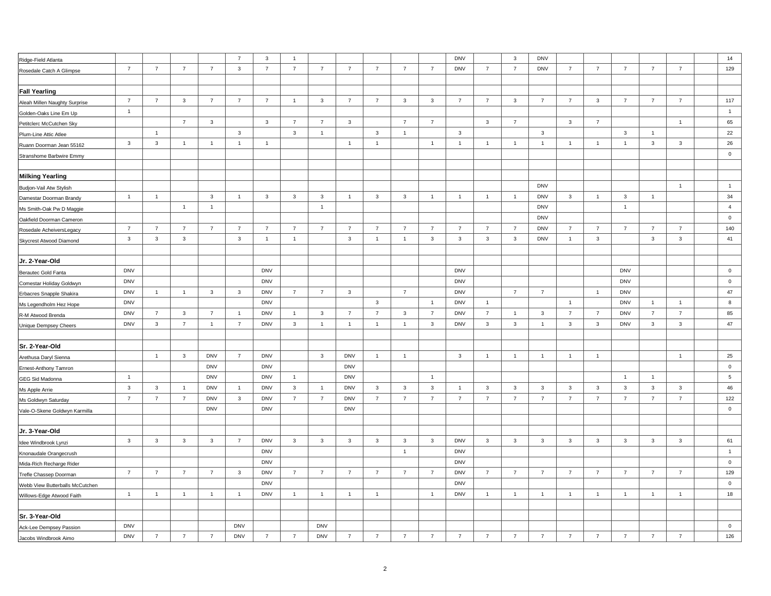| | | | | | | | | | | | | | | | | | | | | | | | |
|---|---|---|---|---|---|---|---|---|---|---|---|---|---|---|---|---|---|---|---|---|---|---|---|
| Ridge-Field Atlanta | | | | | 7 | 3 | 1 | | | | | | DNV | | 3 | DNV | | | | | | | 14 |
| Rosedale Catch A Glimpse | 7 | 7 | 7 | 7 | 3 | 7 | 7 | 7 | 7 | 7 | 7 | 7 | DNV | 7 | 7 | DNV | 7 | 7 | 7 | 7 | 7 | | 129 |
| | | | | | | | | | | | | | | | | | | | | | | | |
| **Fall Yearling** | | | | | | | | | | | | | | | | | | | | | | | |
| Aleah Millen Naughty Surprise | 7 | 7 | 3 | 7 | 7 | 7 | 1 | 3 | 7 | 7 | 3 | 3 | 7 | 7 | 3 | 7 | 7 | 3 | 7 | 7 | 7 | | 117 |
| Golden-Oaks Line Em Up | 1 | | | | | | | | | | | | | | | | | | | | | | 1 |
| Petitclerc McCutchen Sky | | | 7 | 3 | | 3 | 7 | 7 | 3 | | 7 | 7 | | 3 | 7 | | 3 | 7 | | | 1 | | 65 |
| Plum-Line Attic Atlee | | 1 | | | 3 | | 3 | 1 | | 3 | 1 | | 3 | | | 3 | | | 3 | 1 | | | 22 |
| Ruann Doorman Jean 55162 | 3 | 3 | 1 | 1 | 1 | 1 | | | 1 | 1 | | 1 | 1 | 1 | 1 | 1 | 1 | 1 | 1 | 3 | 3 | | 26 |
| Stranshome Barbwire Emmy | | | | | | | | | | | | | | | | | | | | | | | 0 |
| | | | | | | | | | | | | | | | | | | | | | | | |
| **Milking Yearling** | | | | | | | | | | | | | | | | | | | | | | | |
| Budjon-Vail Atw Stylish | | | | | | | | | | | | | | | | DNV | | | | | 1 | | 1 |
| Damestar Doorman Brandy | 1 | 1 | | 3 | 1 | 3 | 3 | 3 | 1 | 3 | 3 | 1 | 1 | 1 | 1 | DNV | 3 | 1 | 3 | 1 | | | 34 |
| Ms Smith-Oak Pw D Maggie | | | 1 | 1 | | | | 1 | | | | | | | | DNV | | | 1 | | | | 4 |
| Oakfield Doorman Cameron | | | | | | | | | | | | | | | | DNV | | | | | | | 0 |
| Rosedale AcheiversLegacy | 7 | 7 | 7 | 7 | 7 | 7 | 7 | 7 | 7 | 7 | 7 | 7 | 7 | 7 | 7 | DNV | 7 | 7 | 7 | 7 | 7 | | 140 |
| Skycrest Atwood Diamond | 3 | 3 | 3 | | 3 | 1 | 1 | | 3 | 1 | 1 | 3 | 3 | 3 | 3 | DNV | 1 | 3 | | 3 | 3 | | 41 |
| | | | | | | | | | | | | | | | | | | | | | | | |
| **Jr. 2-Year-Old** | | | | | | | | | | | | | | | | | | | | | | | |
| Berautec Gold Fanta | DNV | | | | | DNV | | | | | | | DNV | | | | | | DNV | | | | 0 |
| Comestar Holiday Goldwyn | DNV | | | | | DNV | | | | | | | DNV | | | | | | DNV | | | | 0 |
| Erbacres Snapple Shakira | DNV | 1 | 1 | 3 | 3 | DNV | 7 | 7 | 3 | | 7 | | DNV | | 7 | 7 | | 1 | DNV | | | | 47 |
| Ms Legendholm Hez Hope | DNV | | | | | DNV | | | | 3 | | 1 | DNV | 1 | | | 1 | | DNV | 1 | 1 | | 8 |
| R-M Atwood Brenda | DNV | 7 | 3 | 7 | 1 | DNV | 1 | 3 | 7 | 7 | 3 | 7 | DNV | 7 | 1 | 3 | 7 | 7 | DNV | 7 | 7 | | 85 |
| Unique Dempsey Cheers | DNV | 3 | 7 | 1 | 7 | DNV | 3 | 1 | 1 | 1 | 1 | 3 | DNV | 3 | 3 | 1 | 3 | 3 | DNV | 3 | 3 | | 47 |
| | | | | | | | | | | | | | | | | | | | | | | | |
| **Sr. 2-Year-Old** | | | | | | | | | | | | | | | | | | | | | | | |
| Arethusa Daryl Sienna | | 1 | 3 | DNV | 7 | DNV | | 3 | DNV | 1 | 1 | | 3 | 1 | 1 | 1 | 1 | 1 | | | 1 | | 25 |
| Ernest-Anthony Tamron | | | | DNV | | DNV | | | DNV | | | | | | | | | | | | | | 0 |
| GEG Sid Madonna | 1 | | | DNV | | DNV | 1 | | DNV | | | 1 | | | | | | | 1 | 1 | | | 5 |
| Ms Apple Arrie | 3 | 3 | 1 | DNV | 1 | DNV | 3 | 1 | DNV | 3 | 3 | 3 | 1 | 3 | 3 | 3 | 3 | 3 | 3 | 3 | 3 | | 46 |
| Ms Goldwyn Saturday | 7 | 7 | 7 | DNV | 3 | DNV | 7 | 7 | DNV | 7 | 7 | 7 | 7 | 7 | 7 | 7 | 7 | 7 | 7 | 7 | 7 | | 122 |
| Vale-O-Skene Goldwyn Karmilla | | | | DNV | | DNV | | | DNV | | | | | | | | | | | | | | 0 |
| | | | | | | | | | | | | | | | | | | | | | | | |
| **Jr. 3-Year-Old** | | | | | | | | | | | | | | | | | | | | | | | |
| Idee Windbrook Lynzi | 3 | 3 | 3 | 3 | 7 | DNV | 3 | 3 | 3 | 3 | 3 | 3 | DNV | 3 | 3 | 3 | 3 | 3 | 3 | 3 | 3 | | 61 |
| Knonaudale Orangecrush | | | | | | DNV | | | | | 1 | | DNV | | | | | | | | | | 1 |
| Mida-Rich Recharge Rider | | | | | | DNV | | | | | | | DNV | | | | | | | | | | 0 |
| Trefle Chassep Doorman | 7 | 7 | 7 | 7 | 3 | DNV | 7 | 7 | 7 | 7 | 7 | 7 | DNV | 7 | 7 | 7 | 7 | 7 | 7 | 7 | 7 | | 129 |
| Webb View Butterballs McCutchen | | | | | | DNV | | | | | | | DNV | | | | | | | | | | 0 |
| Willows-Edge Atwood Faith | 1 | 1 | 1 | 1 | 1 | DNV | 1 | 1 | 1 | 1 | | 1 | DNV | 1 | 1 | 1 | 1 | 1 | 1 | 1 | 1 | | 18 |
| | | | | | | | | | | | | | | | | | | | | | | | |
| **Sr. 3-Year-Old** | | | | | | | | | | | | | | | | | | | | | | | |
| Ack-Lee Dempsey Passion | DNV | | | | DNV | | | DNV | | | | | | | | | | | | | | | 0 |
| Jacobs Windbrook Aimo | DNV | 7 | 7 | 7 | DNV | 7 | 7 | DNV | 7 | 7 | 7 | 7 | 7 | 7 | 7 | 7 | 7 | 7 | 7 | 7 | 7 | | 126 |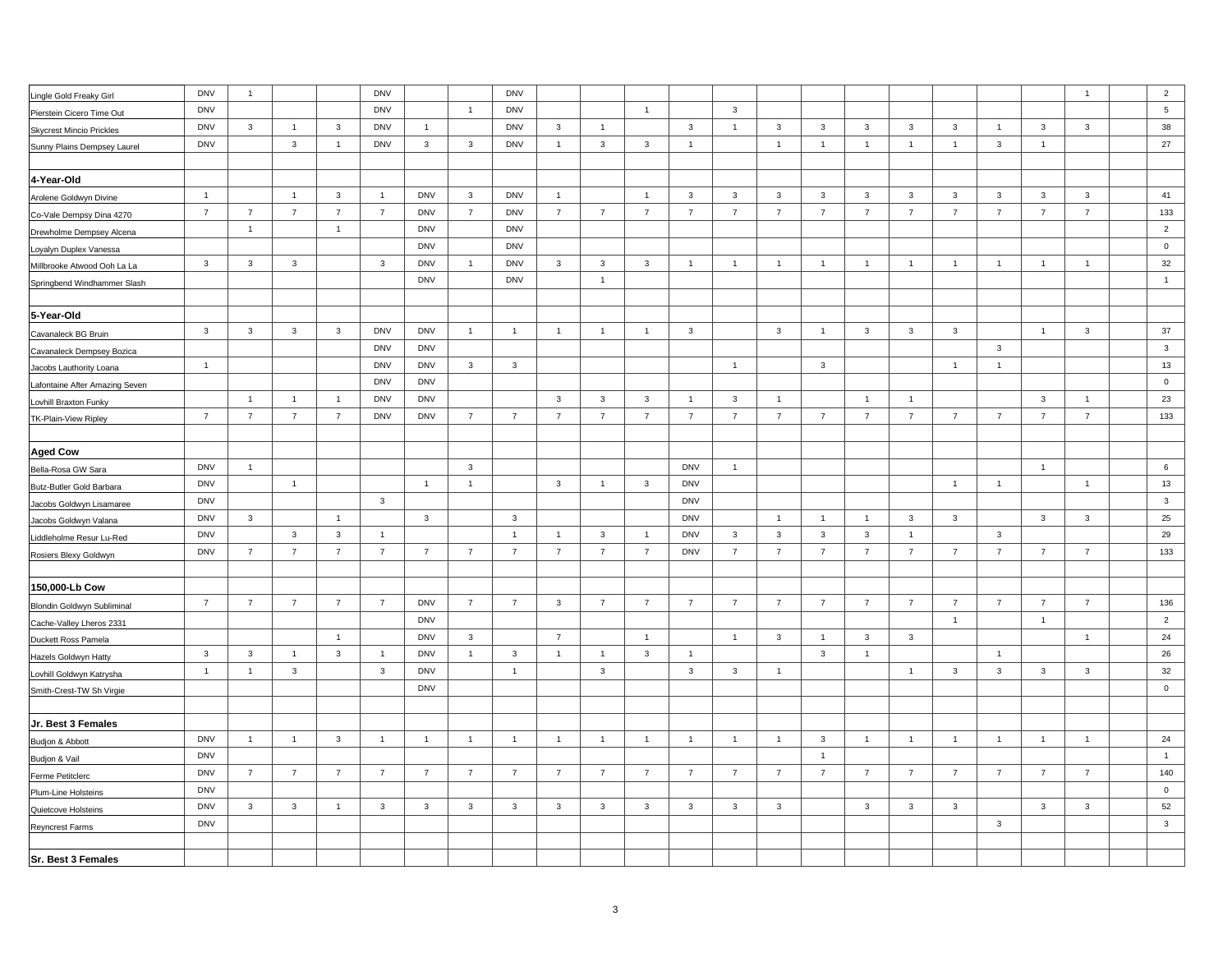| | | | | | | | | | | | | | | | | | | | | | | | |
|---|---|---|---|---|---|---|---|---|---|---|---|---|---|---|---|---|---|---|---|---|---|---|---|
| Lingle Gold Freaky Girl | DNV | 1 | | | DNV | | | DNV | | | | | | | | | | | | | 1 | | 2 |
| Pierstein Cicero Time Out | DNV | | | | DNV | | 1 | DNV | | | 1 | | 3 | | | | | | | | | | 5 |
| Skycrest Mincio Prickles | DNV | 3 | 1 | 3 | DNV | 1 | | DNV | 3 | 1 | | 3 | 1 | 3 | 3 | 3 | 3 | 3 | 1 | 3 | 3 | | 38 |
| Sunny Plains Dempsey Laurel | DNV | | 3 | 1 | DNV | 3 | 3 | DNV | 1 | 3 | 3 | 1 | | 1 | 1 | 1 | 1 | 1 | 3 | 1 | | | 27 |
| | | | | | | | | | | | | | | | | | | | | | | | |
| **4-Year-Old** | | | | | | | | | | | | | | | | | | | | | | | |
| Arolene Goldwyn Divine | 1 | | 1 | 3 | 1 | DNV | 3 | DNV | 1 | | 1 | 3 | 3 | 3 | 3 | 3 | 3 | 3 | 3 | 3 | 3 | | 41 |
| Co-Vale Dempsy Dina 4270 | 7 | 7 | 7 | 7 | 7 | DNV | 7 | DNV | 7 | 7 | 7 | 7 | 7 | 7 | 7 | 7 | 7 | 7 | 7 | 7 | 7 | | 133 |
| Drewholme Dempsey Alcena | | 1 | | 1 | | DNV | | DNV | | | | | | | | | | | | | | | 2 |
| Loyalyn Duplex Vanessa | | | | | | DNV | | DNV | | | | | | | | | | | | | | | 0 |
| Millbrooke Atwood Ooh La La | 3 | 3 | 3 | | 3 | DNV | 1 | DNV | 3 | 3 | 3 | 1 | 1 | 1 | 1 | 1 | 1 | 1 | 1 | 1 | 1 | | 32 |
| Springbend Windhammer Slash | | | | | | DNV | | DNV | | 1 | | | | | | | | | | | | | 1 |
| | | | | | | | | | | | | | | | | | | | | | | | |
| **5-Year-Old** | | | | | | | | | | | | | | | | | | | | | | | |
| Cavanaleck BG Bruin | 3 | 3 | 3 | 3 | DNV | DNV | 1 | 1 | 1 | 1 | 1 | 3 | | 3 | 1 | 3 | 3 | 3 | | 1 | 3 | | 37 |
| Cavanaleck Dempsey Bozica | | | | | DNV | DNV | | | | | | | | | | | | | 3 | | | | 3 |
| Jacobs Lauthority Loana | 1 | | | | DNV | DNV | 3 | 3 | | | | | 1 | | 3 | | | 1 | 1 | | | | 13 |
| Lafontaine After Amazing Seven | | | | | DNV | DNV | | | | | | | | | | | | | | | | | 0 |
| Lovhill Braxton Funky | | 1 | 1 | 1 | DNV | DNV | | | 3 | 3 | 3 | 1 | 3 | 1 | | 1 | 1 | | | 3 | 1 | | 23 |
| TK-Plain-View Ripley | 7 | 7 | 7 | 7 | DNV | DNV | 7 | 7 | 7 | 7 | 7 | 7 | 7 | 7 | 7 | 7 | 7 | 7 | 7 | 7 | 7 | | 133 |
| | | | | | | | | | | | | | | | | | | | | | | | |
| **Aged Cow** | | | | | | | | | | | | | | | | | | | | | | | |
| Bella-Rosa GW Sara | DNV | 1 | | | | | 3 | | | | | DNV | 1 | | | | | | | 1 | | | 6 |
| Butz-Butler Gold Barbara | DNV | | 1 | | | 1 | 1 | | 3 | 1 | 3 | DNV | | | | | | 1 | 1 | | 1 | | 13 |
| Jacobs Goldwyn Lisamaree | DNV | | | | 3 | | | | | | | DNV | | | | | | | | | | | 3 |
| Jacobs Goldwyn Valana | DNV | 3 | | 1 | | 3 | | 3 | | | | DNV | | 1 | 1 | 1 | 3 | 3 | | 3 | 3 | | 25 |
| Liddleholme Resur Lu-Red | DNV | | 3 | 3 | 1 | | | 1 | 1 | 3 | 1 | DNV | 3 | 3 | 3 | 3 | 1 | | 3 | | | | 29 |
| Rosiers Blexy Goldwyn | DNV | 7 | 7 | 7 | 7 | 7 | 7 | 7 | 7 | 7 | 7 | DNV | 7 | 7 | 7 | 7 | 7 | 7 | 7 | 7 | 7 | | 133 |
| | | | | | | | | | | | | | | | | | | | | | | | |
| **150,000-Lb Cow** | | | | | | | | | | | | | | | | | | | | | | | |
| Blondin Goldwyn Subliminal | 7 | 7 | 7 | 7 | 7 | DNV | 7 | 7 | 3 | 7 | 7 | 7 | 7 | 7 | 7 | 7 | 7 | 7 | 7 | 7 | 7 | | 136 |
| Cache-Valley Lheros 2331 | | | | | | DNV | | | | | | | | | | | | 1 | | 1 | | | 2 |
| Duckett Ross Pamela | | | | 1 | | DNV | 3 | | 7 | | 1 | | 1 | 3 | 1 | 3 | 3 | | | | 1 | | 24 |
| Hazels Goldwyn Hatty | 3 | 3 | 1 | 3 | 1 | DNV | 1 | 3 | 1 | 1 | 3 | 1 | | | 3 | 1 | | | 1 | | | | 26 |
| Lovhill Goldwyn Katrysha | 1 | 1 | 3 | | 3 | DNV | | 1 | | 3 | | 3 | 3 | 1 | | | 1 | 3 | 3 | 3 | 3 | | 32 |
| Smith-Crest-TW Sh Virgie | | | | | | DNV | | | | | | | | | | | | | | | | | 0 |
| | | | | | | | | | | | | | | | | | | | | | | | |
| **Jr. Best 3 Females** | | | | | | | | | | | | | | | | | | | | | | | |
| Budjon & Abbott | DNV | 1 | 1 | 3 | 1 | 1 | 1 | 1 | 1 | 1 | 1 | 1 | 1 | 1 | 3 | 1 | 1 | 1 | 1 | 1 | 1 | | 24 |
| Budjon & Vail | DNV | | | | | | | | | | | | | | 1 | | | | | | | | 1 |
| Ferme Petitclerc | DNV | 7 | 7 | 7 | 7 | 7 | 7 | 7 | 7 | 7 | 7 | 7 | 7 | 7 | 7 | 7 | 7 | 7 | 7 | 7 | 7 | | 140 |
| Plum-Line Holsteins | DNV | | | | | | | | | | | | | | | | | | | | | | 0 |
| Quietcove Holsteins | DNV | 3 | 3 | 1 | 3 | 3 | 3 | 3 | 3 | 3 | 3 | 3 | 3 | 3 | | 3 | 3 | 3 | | 3 | 3 | | 52 |
| Reyncrest Farms | DNV | | | | | | | | | | | | | | | | | | 3 | | | | 3 |
| | | | | | | | | | | | | | | | | | | | | | | | |
| **Sr. Best 3 Females** | | | | | | | | | | | | | | | | | | | | | | | |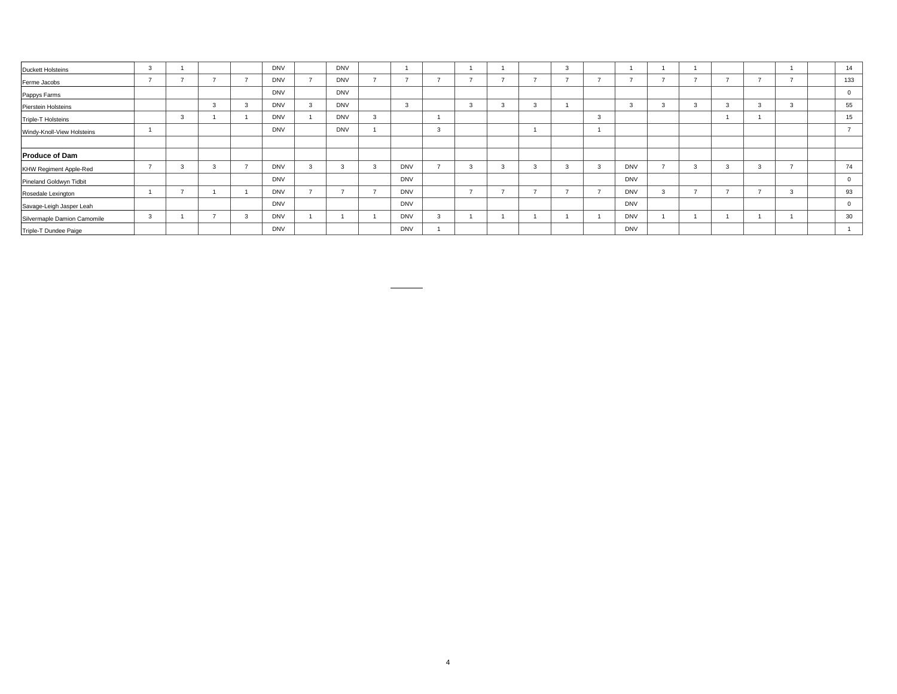| | | | | | | | | | | | | | | | | | | | | | | | |
|---|---|---|---|---|---|---|---|---|---|---|---|---|---|---|---|---|---|---|---|---|---|---|---|
| Duckett Holsteins | 3 | 1 | | | DNV | | DNV | | 1 | | 1 | 1 | | 3 | | 1 | 1 | 1 | | | 1 | | 14 |
| Ferme Jacobs | 7 | 7 | 7 | 7 | DNV | 7 | DNV | 7 | 7 | 7 | 7 | 7 | 7 | 7 | 7 | 7 | 7 | 7 | 7 | 7 | 7 | | 133 |
| Pappys Farms | | | | | DNV | | DNV | | | | | | | | | | | | | | | | 0 |
| Pierstein Holsteins | | | 3 | 3 | DNV | 3 | DNV | | 3 | | 3 | 3 | 3 | 1 | | 3 | 3 | 3 | 3 | 3 | 3 | | 55 |
| Triple-T Holsteins | | 3 | 1 | 1 | DNV | 1 | DNV | 3 | | 1 | | | | | 3 | | | | 1 | 1 | | | 15 |
| Windy-Knoll-View Holsteins | 1 | | | | DNV | | DNV | 1 | | 3 | | | 1 | | 1 | | | | | | | | 7 |
| | | | | | | | | | | | | | | | | | | | | | | | |
| **Produce of Dam** | | | | | | | | | | | | | | | | | | | | | | | |
| KHW Regiment Apple-Red | 7 | 3 | 3 | 7 | DNV | 3 | 3 | 3 | DNV | 7 | 3 | 3 | 3 | 3 | 3 | DNV | 7 | 3 | 3 | 3 | 7 | | 74 |
| Pineland Goldwyn Tidbit | | | | | DNV | | | | DNV | | | | | | | DNV | | | | | | | 0 |
| Rosedale Lexington | 1 | 7 | 1 | 1 | DNV | 7 | 7 | 7 | DNV | | 7 | 7 | 7 | 7 | 7 | DNV | 3 | 7 | 7 | 7 | 3 | | 93 |
| Savage-Leigh Jasper Leah | | | | | DNV | | | | DNV | | | | | | | DNV | | | | | | | 0 |
| Silvermaple Damion Camomile | 3 | 1 | 7 | 3 | DNV | 1 | 1 | 1 | DNV | 3 | 1 | 1 | 1 | 1 | 1 | DNV | 1 | 1 | 1 | 1 | 1 | | 30 |
| Triple-T Dundee Paige | | | | | DNV | | | | DNV | 1 | | | | | | DNV | | | | | | | 1 |